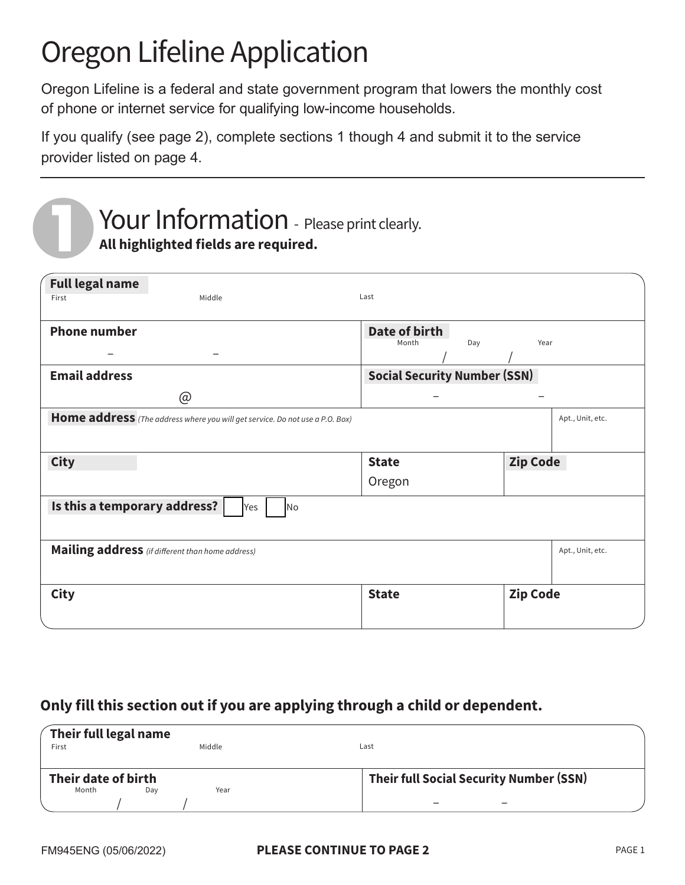# Oregon Lifeline Application

Oregon Lifeline is a federal and state government program that lowers the monthly cost of phone or internet service for qualifying low-income households.

If you qualify (see page 2), complete sections 1 though 4 and submit it to the service provider listed on page 4.

## 1 Your Information - Please print clearly.

**All highlighted fields are required.**

| | | | |
|---|---|---|---|
| **Full legal name** First / Middle / Last | | | |
| **Phone number** – – | **Date of birth** Month / Day / Year | | |
| **Email address** @ | **Social Security Number (SSN)** – – | | |
| **Home address** *(The address where you will get service. Do not use a P.O. Box)* | | | Apt., Unit, etc. |
| **City** | **State** Oregon | **Zip Code** | |
| **Is this a temporary address?** ☐ Yes ☐ No | | | |
| **Mailing address** *(if different than home address)* | | | Apt., Unit, etc. |
| **City** | **State** | **Zip Code** | |

### Only fill this section out if you are applying through a child or dependent.

| | |
|---|---|
| **Their full legal name** First / Middle / Last | |
| **Their date of birth** Month / Day / Year | **Their full Social Security Number (SSN)** – – |

FM945ENG (05/06/2022)

**PLEASE CONTINUE TO PAGE 2**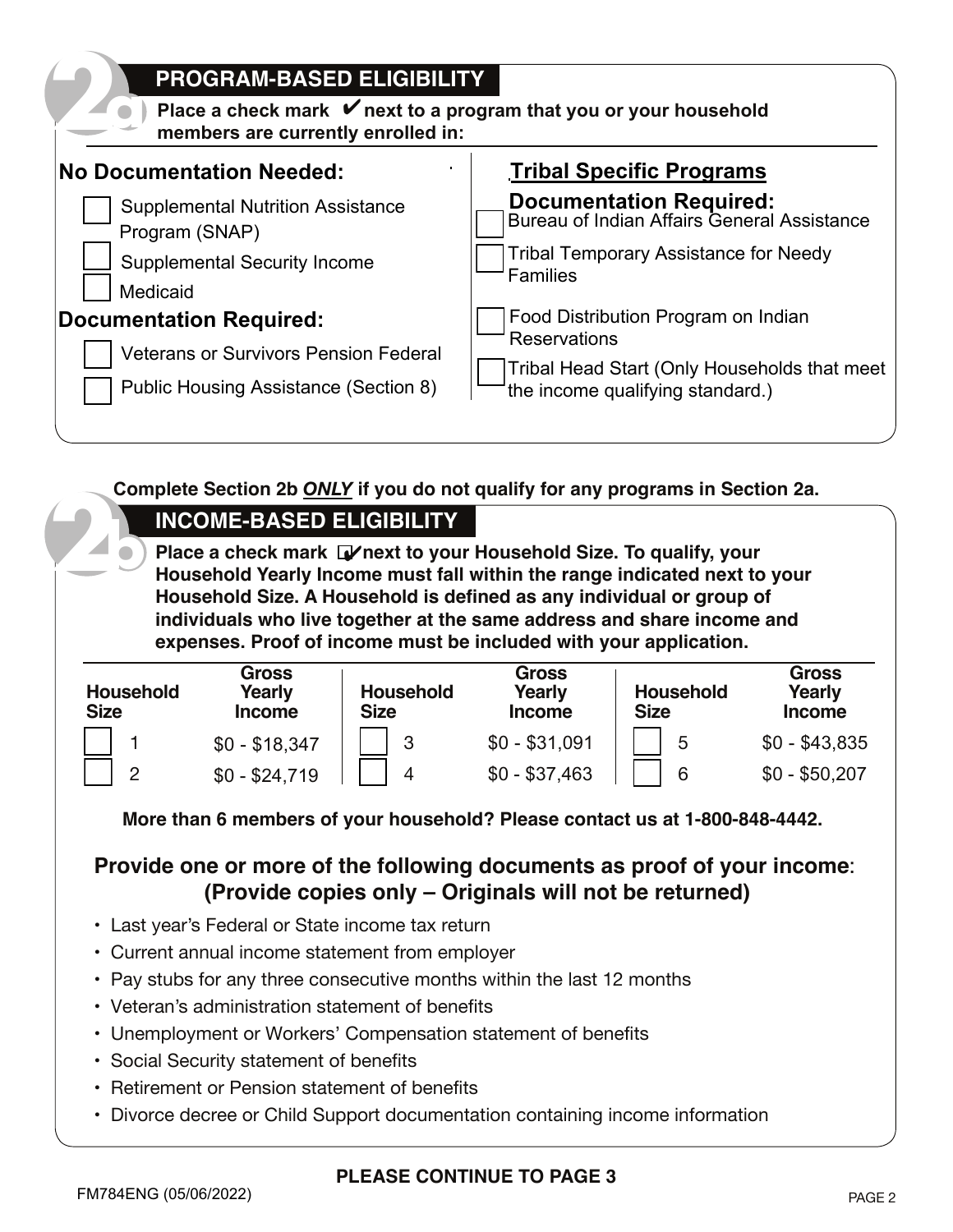## 2a PROGRAM-BASED ELIGIBILITY

**Place a check mark ✔ next to a program that you or your household members are currently enrolled in:**

**No Documentation Needed:**

- ☐ Supplemental Nutrition Assistance Program (SNAP)
- ☐ Supplemental Security Income
- ☐ Medicaid

**Documentation Required:**

- ☐ Veterans or Survivors Pension Federal
- ☐ Public Housing Assistance (Section 8)

**Tribal Specific Programs**

**Documentation Required:**

- ☐ Bureau of Indian Affairs General Assistance
- ☐ Tribal Temporary Assistance for Needy Families
- ☐ Food Distribution Program on Indian Reservations
- ☐ Tribal Head Start (Only Households that meet the income qualifying standard.)

**Complete Section 2b *ONLY* if you do not qualify for any programs in Section 2a.**

## 2b INCOME-BASED ELIGIBILITY

**Place a check mark ✔ next to your Household Size. To qualify, your Household Yearly Income must fall within the range indicated next to your Household Size. A Household is defined as any individual or group of individuals who live together at the same address and share income and expenses. Proof of income must be included with your application.**

| Household Size | Gross Yearly Income | Household Size | Gross Yearly Income | Household Size | Gross Yearly Income |
|---|---|---|---|---|---|
| ☐ 1 | $0 - $18,347 | ☐ 3 | $0 - $31,091 | ☐ 5 | $0 - $43,835 |
| ☐ 2 | $0 - $24,719 | ☐ 4 | $0 - $37,463 | ☐ 6 | $0 - $50,207 |

**More than 6 members of your household? Please contact us at 1-800-848-4442.**

### Provide one or more of the following documents as proof of your income: (Provide copies only – Originals will not be returned)

- Last year's Federal or State income tax return
- Current annual income statement from employer
- Pay stubs for any three consecutive months within the last 12 months
- Veteran's administration statement of benefits
- Unemployment or Workers' Compensation statement of benefits
- Social Security statement of benefits
- Retirement or Pension statement of benefits
- Divorce decree or Child Support documentation containing income information

**PLEASE CONTINUE TO PAGE 3**

FM784ENG (05/06/2022)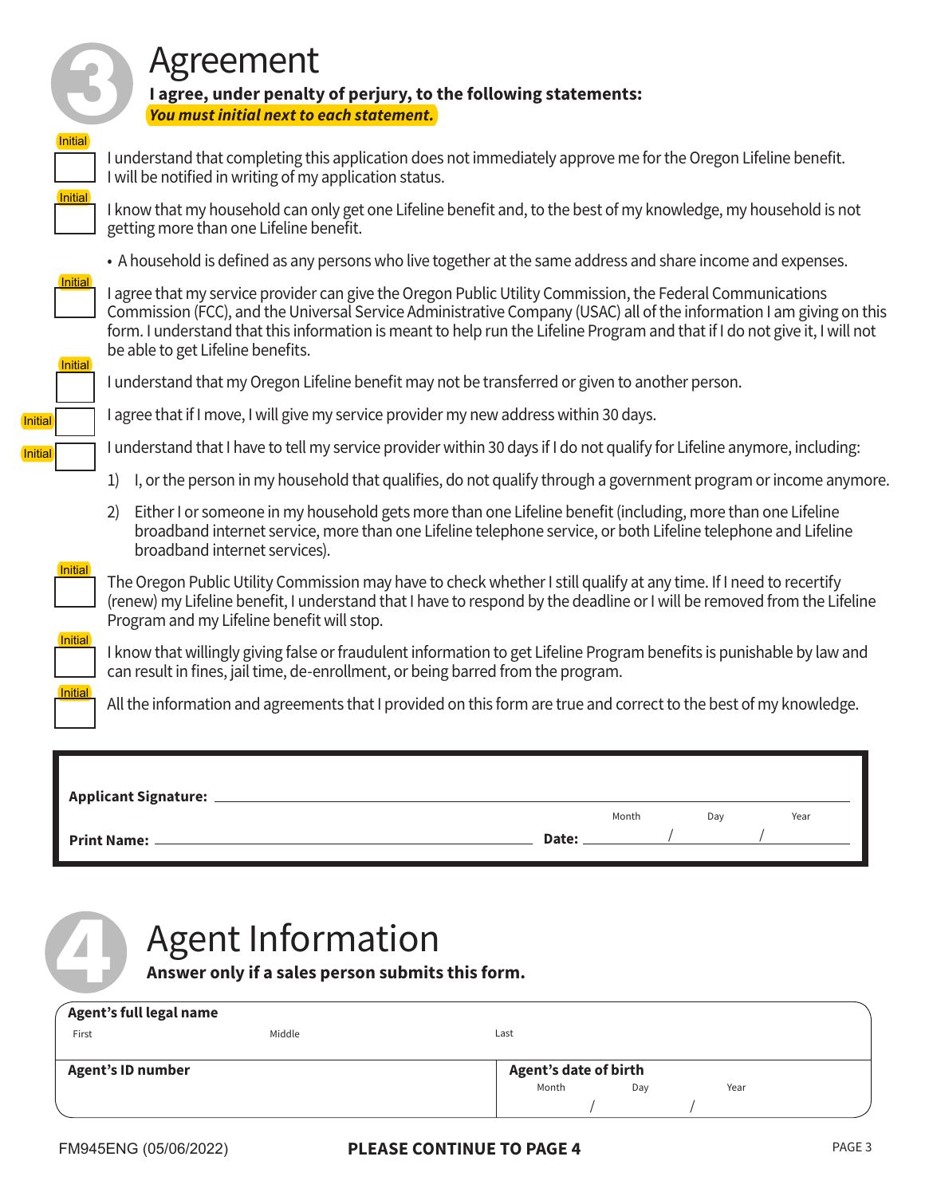# 3 Agreement

**I agree, under penalty of perjury, to the following statements:**

***You must initial next to each statement.***

Initial ☐ I understand that completing this application does not immediately approve me for the Oregon Lifeline benefit. I will be notified in writing of my application status.

Initial ☐ I know that my household can only get one Lifeline benefit and, to the best of my knowledge, my household is not getting more than one Lifeline benefit.

- A household is defined as any persons who live together at the same address and share income and expenses.

Initial ☐ I agree that my service provider can give the Oregon Public Utility Commission, the Federal Communications Commission (FCC), and the Universal Service Administrative Company (USAC) all of the information I am giving on this form. I understand that this information is meant to help run the Lifeline Program and that if I do not give it, I will not be able to get Lifeline benefits.

Initial ☐ I understand that my Oregon Lifeline benefit may not be transferred or given to another person.

Initial ☐ I agree that if I move, I will give my service provider my new address within 30 days.

Initial ☐ I understand that I have to tell my service provider within 30 days if I do not qualify for Lifeline anymore, including:

1) I, or the person in my household that qualifies, do not qualify through a government program or income anymore.
2) Either I or someone in my household gets more than one Lifeline benefit (including, more than one Lifeline broadband internet service, more than one Lifeline telephone service, or both Lifeline telephone and Lifeline broadband internet services).

Initial ☐ The Oregon Public Utility Commission may have to check whether I still qualify at any time. If I need to recertify (renew) my Lifeline benefit, I understand that I have to respond by the deadline or I will be removed from the Lifeline Program and my Lifeline benefit will stop.

Initial ☐ I know that willingly giving false or fraudulent information to get Lifeline Program benefits is punishable by law and can result in fines, jail time, de-enrollment, or being barred from the program.

Initial ☐ All the information and agreements that I provided on this form are true and correct to the best of my knowledge.

**Applicant Signature:** ______________________________

**Print Name:** ______________________________ **Date:** Month ____ / Day ____ / Year ____

# 4 Agent Information

**Answer only if a sales person submits this form.**

| **Agent's full legal name** First | Middle | Last |
|---|---|---|
| **Agent's ID number** | | **Agent's date of birth** Month / Day / Year |

FM945ENG (05/06/2022)

**PLEASE CONTINUE TO PAGE 4**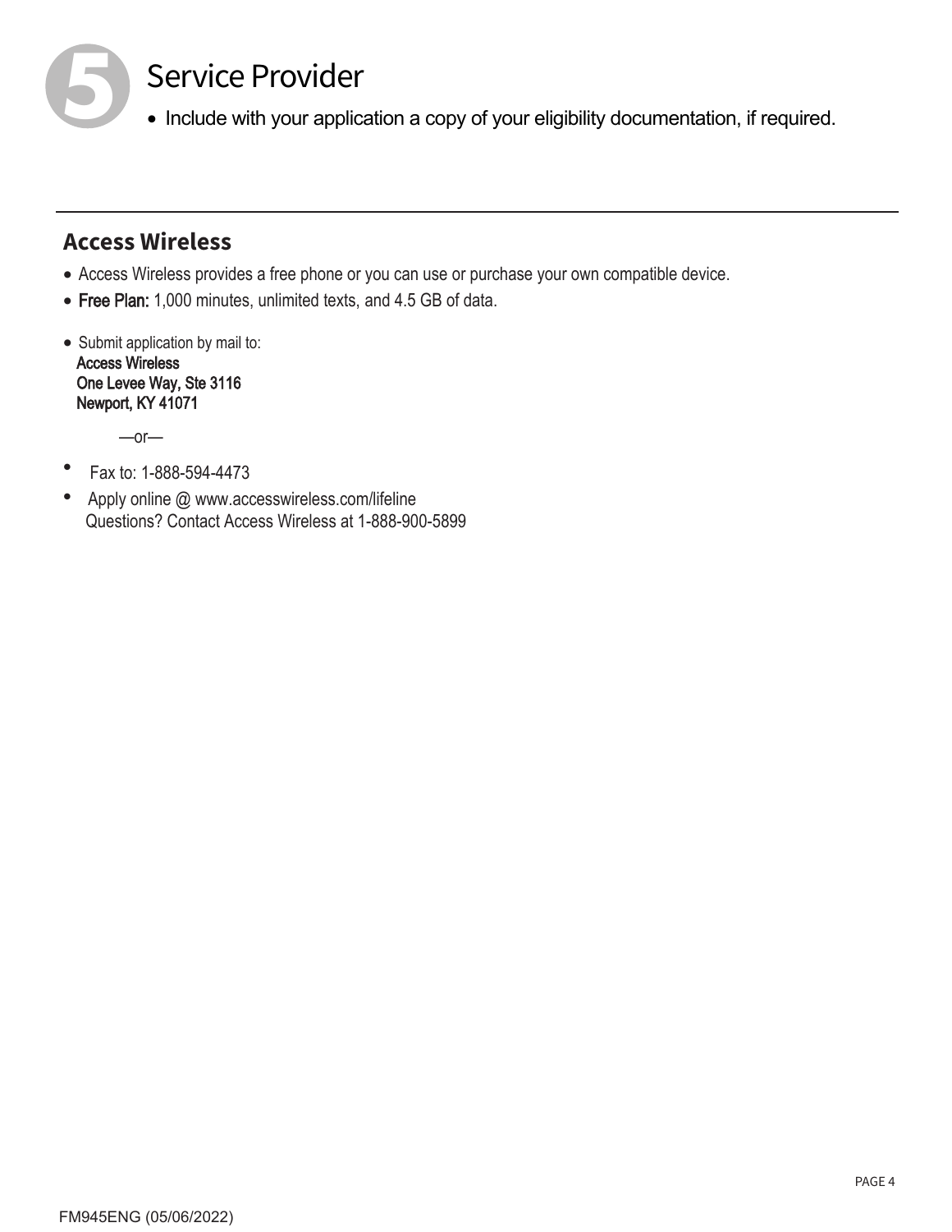# 5 Service Provider

- Include with your application a copy of your eligibility documentation, if required.

---

## Access Wireless

- Access Wireless provides a free phone or you can use or purchase your own compatible device.
- **Free Plan:** 1,000 minutes, unlimited texts, and 4.5 GB of data.

- Submit application by mail to:
  **Access Wireless**
  **One Levee Way, Ste 3116**
  **Newport, KY 41071**

—or—

- Fax to: 1-888-594-4473
- Apply online @ www.accesswireless.com/lifeline
  Questions? Contact Access Wireless at 1-888-900-5899

FM945ENG (05/06/2022)